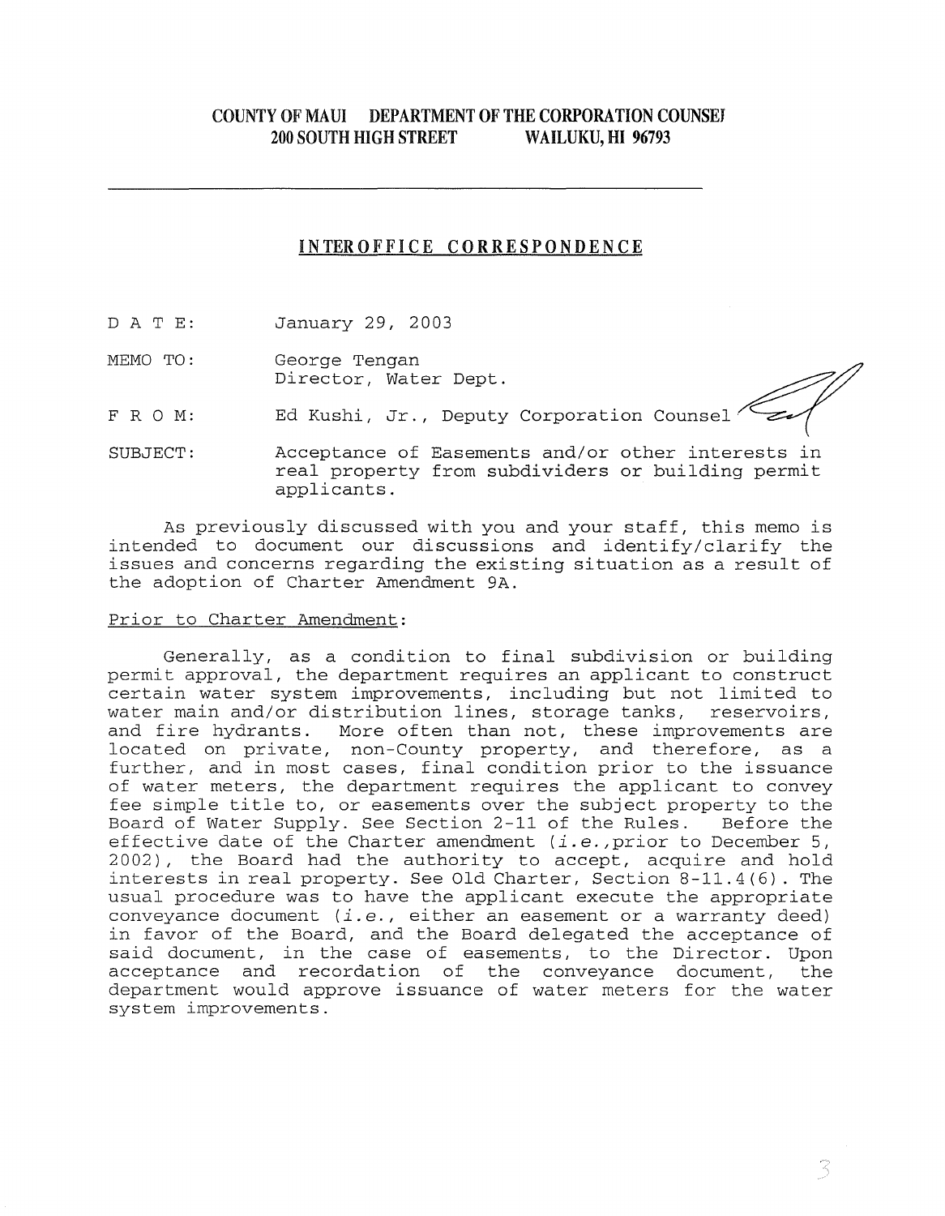**COUNTY OF MAUI DEPARTMENT OF THE CORPORATION COUNSEL**
**200 SOUTH HIGH STREET WAILUKU, HI 96793**

---

## INTEROFFICE CORRESPONDENCE

DATE: January 29, 2003

MEMO TO: George Tengan
Director, Water Dept.

FROM: Ed Kushi, Jr., Deputy Corporation Counsel

SUBJECT: Acceptance of Easements and/or other interests in real property from subdividers or building permit applicants.

As previously discussed with you and your staff, this memo is intended to document our discussions and identify/clarify the issues and concerns regarding the existing situation as a result of the adoption of Charter Amendment 9A.

Prior to Charter Amendment:

Generally, as a condition to final subdivision or building permit approval, the department requires an applicant to construct certain water system improvements, including but not limited to water main and/or distribution lines, storage tanks, reservoirs, and fire hydrants. More often than not, these improvements are located on private, non-County property, and therefore, as a further, and in most cases, final condition prior to the issuance of water meters, the department requires the applicant to convey fee simple title to, or easements over the subject property to the Board of Water Supply. See Section 2-11 of the Rules. Before the effective date of the Charter amendment (*i.e.,*prior to December 5, 2002), the Board had the authority to accept, acquire and hold interests in real property. See Old Charter, Section 8-11.4(6). The usual procedure was to have the applicant execute the appropriate conveyance document (*i.e.,* either an easement or a warranty deed) in favor of the Board, and the Board delegated the acceptance of said document, in the case of easements, to the Director. Upon acceptance and recordation of the conveyance document, the department would approve issuance of water meters for the water system improvements.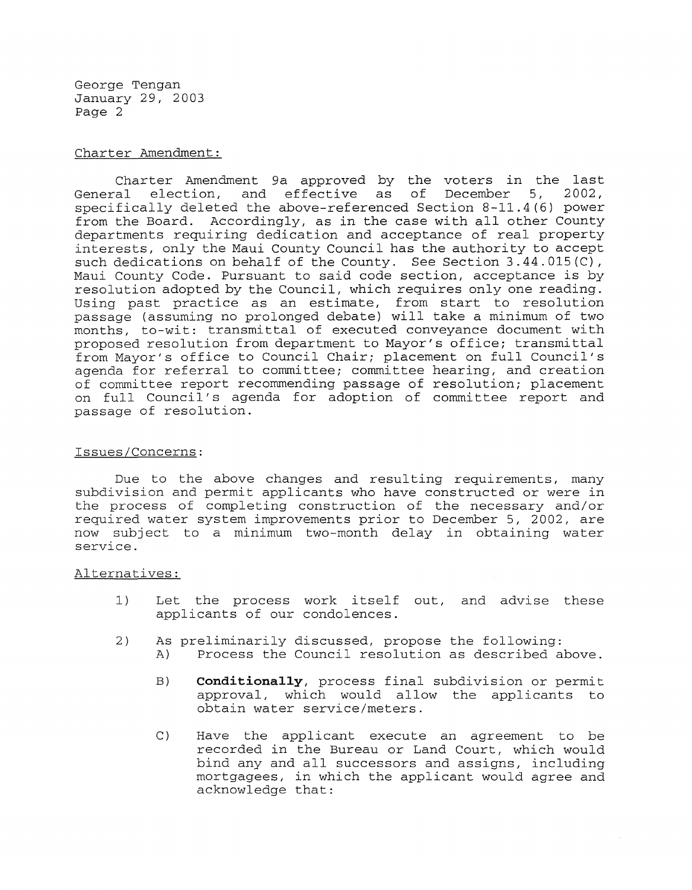Charter Amendment:

Charter Amendment 9a approved by the voters in the last General election, and effective as of December 5, 2002, specifically deleted the above-referenced Section 8-11.4(6) power from the Board. Accordingly, as in the case with all other County departments requiring dedication and acceptance of real property interests, only the Maui County Council has the authority to accept such dedications on behalf of the County. See Section 3.44.015(C), Maui County Code. Pursuant to said code section, acceptance is by resolution adopted by the Council, which requires only one reading. Using past practice as an estimate, from start to resolution passage (assuming no prolonged debate) will take a minimum of two months, to-wit: transmittal of executed conveyance document with proposed resolution from department to Mayor's office; transmittal from Mayor's office to Council Chair; placement on full Council's agenda for referral to committee; committee hearing, and creation of committee report recommending passage of resolution; placement on full Council's agenda for adoption of committee report and passage of resolution.

Issues/Concerns:

Due to the above changes and resulting requirements, many subdivision and permit applicants who have constructed or were in the process of completing construction of the necessary and/or required water system improvements prior to December 5, 2002, are now subject to a minimum two-month delay in obtaining water service.

Alternatives:

1) Let the process work itself out, and advise these applicants of our condolences.

2) As preliminarily discussed, propose the following:
   - A) Process the Council resolution as described above.
   - B) **Conditionally**, process final subdivision or permit approval, which would allow the applicants to obtain water service/meters.
   - C) Have the applicant execute an agreement to be recorded in the Bureau or Land Court, which would bind any and all successors and assigns, including mortgagees, in which the applicant would agree and acknowledge that: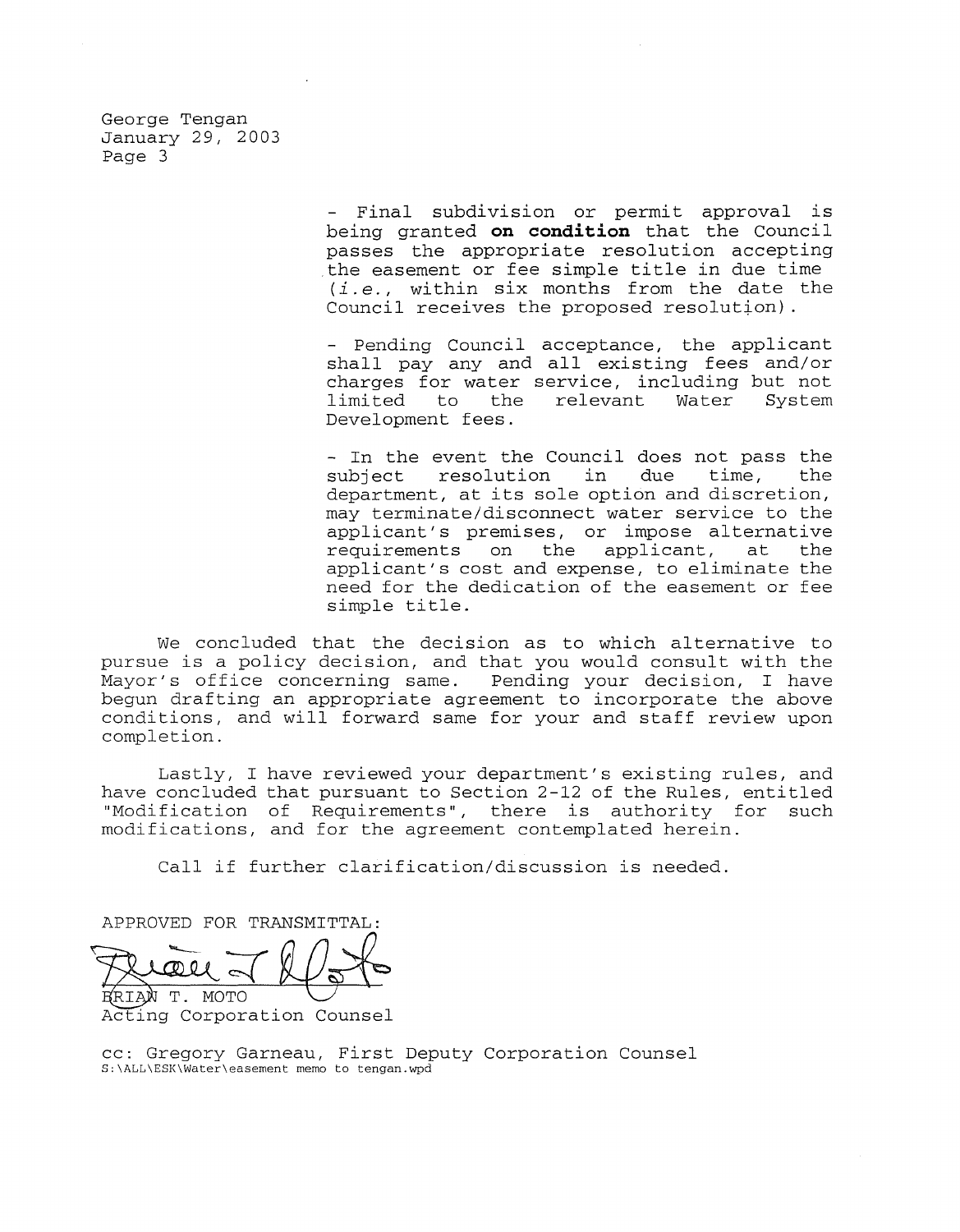- Final subdivision or permit approval is being granted **on condition** that the Council passes the appropriate resolution accepting the easement or fee simple title in due time (*i.e.*, within six months from the date the Council receives the proposed resolution).

- Pending Council acceptance, the applicant shall pay any and all existing fees and/or charges for water service, including but not limited to the relevant Water System Development fees.

- In the event the Council does not pass the subject resolution in due time, the department, at its sole option and discretion, may terminate/disconnect water service to the applicant's premises, or impose alternative requirements on the applicant, at the applicant's cost and expense, to eliminate the need for the dedication of the easement or fee simple title.

We concluded that the decision as to which alternative to pursue is a policy decision, and that you would consult with the Mayor's office concerning same. Pending your decision, I have begun drafting an appropriate agreement to incorporate the above conditions, and will forward same for your and staff review upon completion.

Lastly, I have reviewed your department's existing rules, and have concluded that pursuant to Section 2-12 of the Rules, entitled "Modification of Requirements", there is authority for such modifications, and for the agreement contemplated herein.

Call if further clarification/discussion is needed.

APPROVED FOR TRANSMITTAL:

BRIAN T. MOTO
Acting Corporation Counsel

cc: Gregory Garneau, First Deputy Corporation Counsel
S:\ALL\ESK\Water\easement memo to tengan.wpd